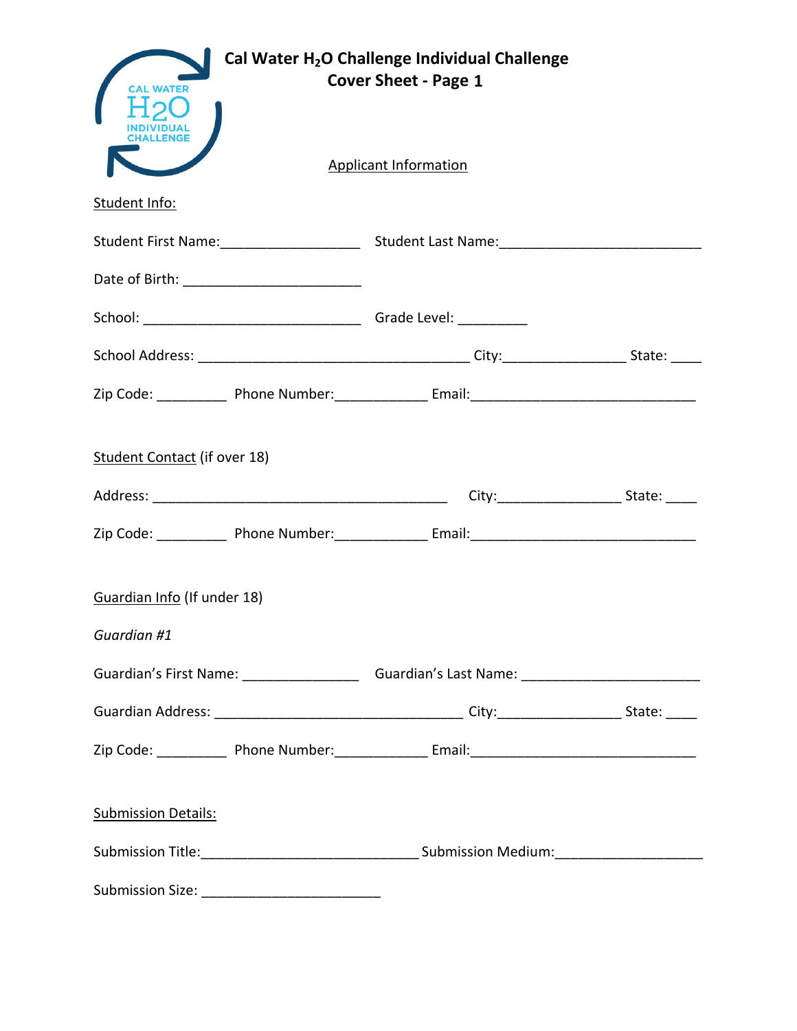# Cal Water $H_2O$ Challenge Individual Challenge
## Cover Sheet - Page 1

Applicant Information

Student Info:

Student First Name:__________________ Student Last Name:__________________________

Date of Birth: _______________________

School: ____________________________ Grade Level: _________

School Address: ___________________________________ City:________________ State: ____

Zip Code: _________ Phone Number:____________ Email:_____________________________

Student Contact (if over 18)

Address: _______________________________________ City:________________ State: ____

Zip Code: _________ Phone Number:____________ Email:_____________________________

Guardian Info (If under 18)

*Guardian #1*

Guardian's First Name: _______________ Guardian's Last Name: ______________________

Guardian Address: ________________________________ City:________________ State: ____

Zip Code: _________ Phone Number:____________ Email:_____________________________

Submission Details:

Submission Title:____________________________ Submission Medium:___________________

Submission Size: _______________________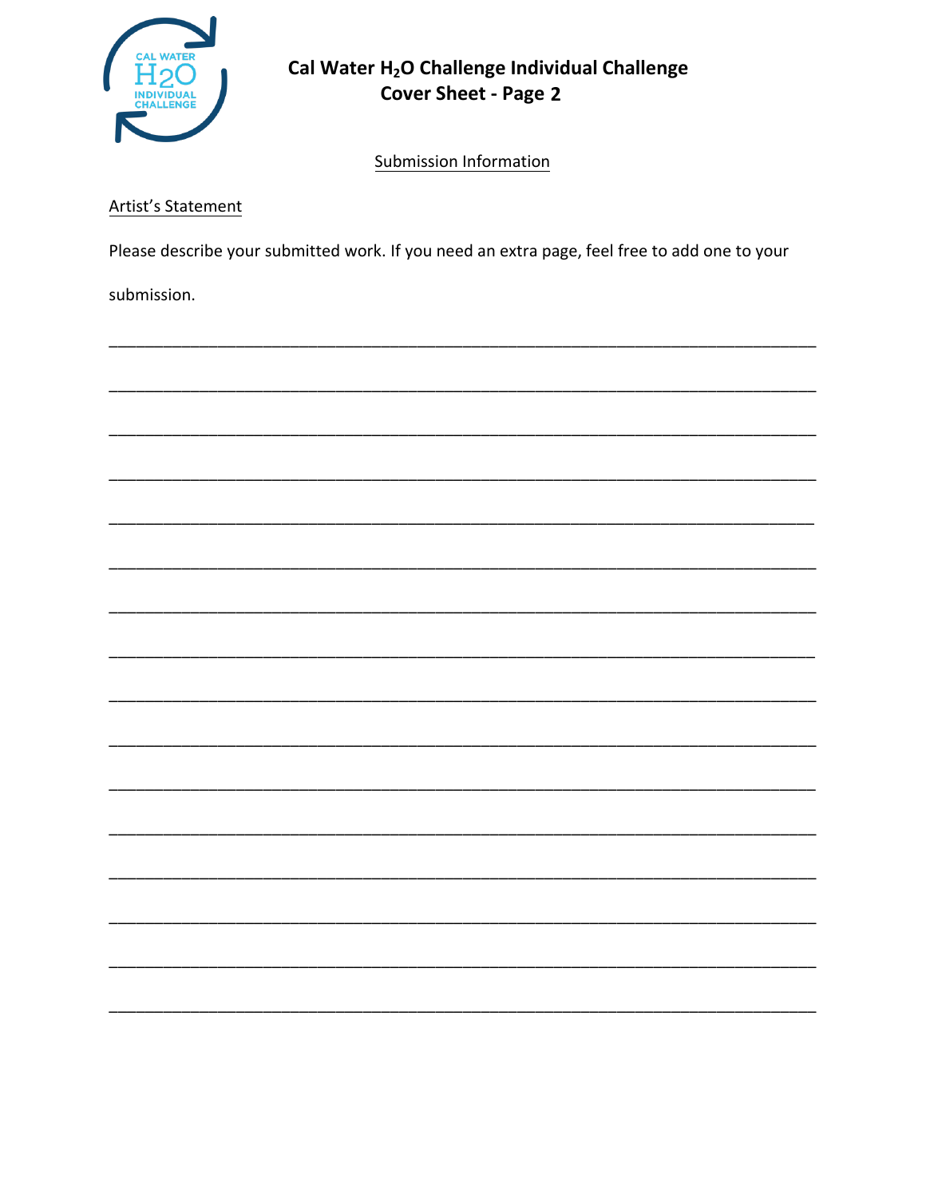# Cal Water $H_2O$ Challenge Individual Challenge
## Cover Sheet - Page 2

Submission Information

Artist's Statement

Please describe your submitted work. If you need an extra page, feel free to add one to your submission.

______________________________________________________________________________

______________________________________________________________________________

______________________________________________________________________________

______________________________________________________________________________

______________________________________________________________________________

______________________________________________________________________________

______________________________________________________________________________

______________________________________________________________________________

______________________________________________________________________________

______________________________________________________________________________

______________________________________________________________________________

______________________________________________________________________________

______________________________________________________________________________

______________________________________________________________________________

______________________________________________________________________________

______________________________________________________________________________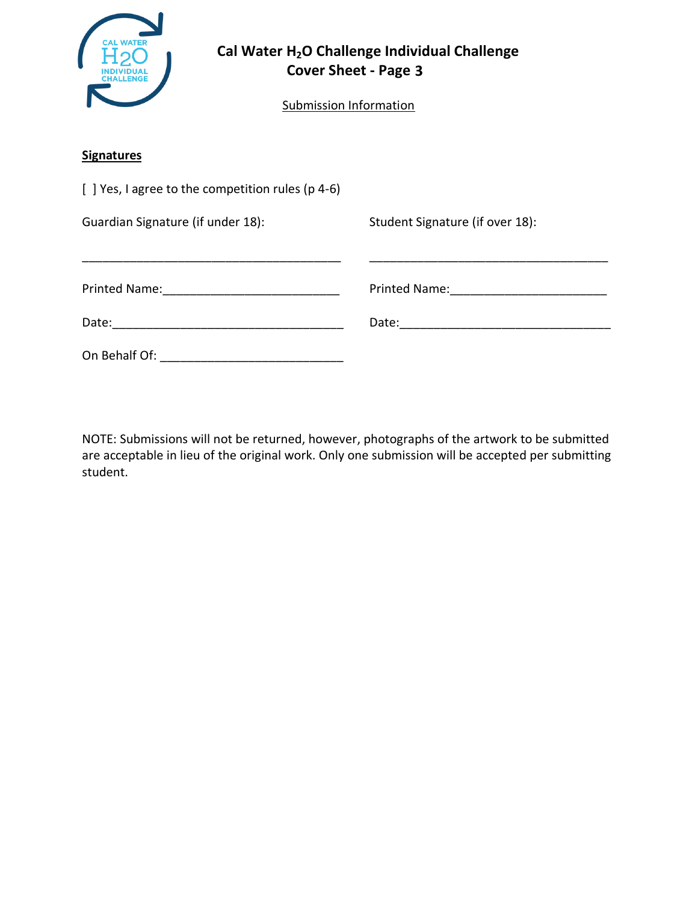# Cal Water $H_2O$ Challenge Individual Challenge
## Cover Sheet - Page 3

Submission Information

**Signatures**

[ ] Yes, I agree to the competition rules (p 4-6)

Guardian Signature (if under 18):

______________________________________

Printed Name:__________________________

Date:__________________________________

On Behalf Of: __________________________

Student Signature (if over 18):

___________________________________

Printed Name:_______________________

Date:_______________________________

NOTE: Submissions will not be returned, however, photographs of the artwork to be submitted are acceptable in lieu of the original work. Only one submission will be accepted per submitting student.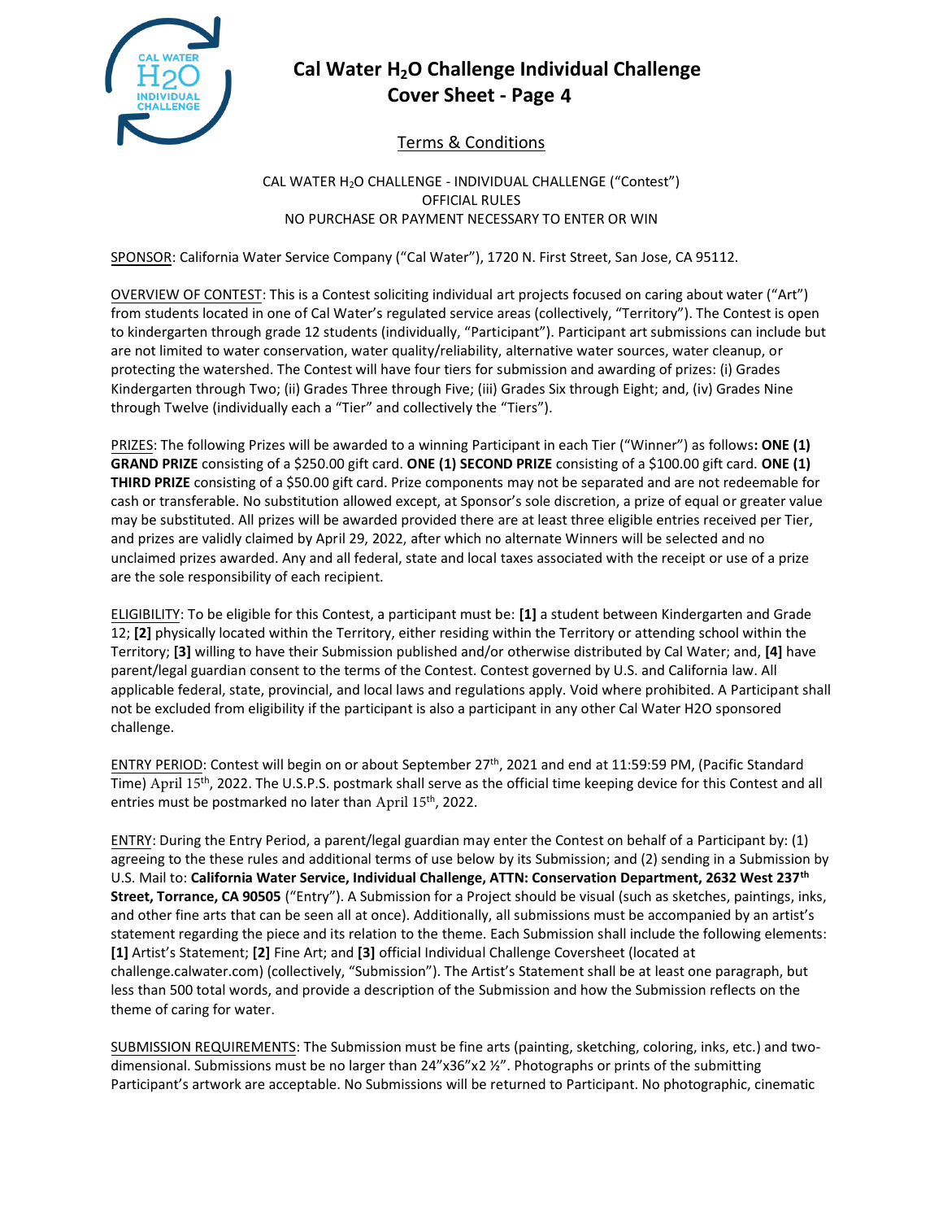# Cal Water $H_2O$ Challenge Individual Challenge Cover Sheet - Page 4

## Terms & Conditions

CAL WATER $H_2O$ CHALLENGE - INDIVIDUAL CHALLENGE ("Contest")
OFFICIAL RULES
NO PURCHASE OR PAYMENT NECESSARY TO ENTER OR WIN

SPONSOR: California Water Service Company ("Cal Water"), 1720 N. First Street, San Jose, CA 95112.

OVERVIEW OF CONTEST: This is a Contest soliciting individual art projects focused on caring about water ("Art") from students located in one of Cal Water's regulated service areas (collectively, "Territory"). The Contest is open to kindergarten through grade 12 students (individually, "Participant"). Participant art submissions can include but are not limited to water conservation, water quality/reliability, alternative water sources, water cleanup, or protecting the watershed. The Contest will have four tiers for submission and awarding of prizes: (i) Grades Kindergarten through Two; (ii) Grades Three through Five; (iii) Grades Six through Eight; and, (iv) Grades Nine through Twelve (individually each a "Tier" and collectively the "Tiers").

PRIZES: The following Prizes will be awarded to a winning Participant in each Tier ("Winner") as follows**: ONE (1) GRAND PRIZE** consisting of a $250.00 gift card. **ONE (1) SECOND PRIZE** consisting of a $100.00 gift card. **ONE (1) THIRD PRIZE** consisting of a $50.00 gift card. Prize components may not be separated and are not redeemable for cash or transferable. No substitution allowed except, at Sponsor's sole discretion, a prize of equal or greater value may be substituted. All prizes will be awarded provided there are at least three eligible entries received per Tier, and prizes are validly claimed by April 29, 2022, after which no alternate Winners will be selected and no unclaimed prizes awarded. Any and all federal, state and local taxes associated with the receipt or use of a prize are the sole responsibility of each recipient.

ELIGIBILITY: To be eligible for this Contest, a participant must be: **[1]** a student between Kindergarten and Grade 12; **[2]** physically located within the Territory, either residing within the Territory or attending school within the Territory; **[3]** willing to have their Submission published and/or otherwise distributed by Cal Water; and, **[4]** have parent/legal guardian consent to the terms of the Contest. Contest governed by U.S. and California law. All applicable federal, state, provincial, and local laws and regulations apply. Void where prohibited. A Participant shall not be excluded from eligibility if the participant is also a participant in any other Cal Water H2O sponsored challenge.

ENTRY PERIOD: Contest will begin on or about September 27th, 2021 and end at 11:59:59 PM, (Pacific Standard Time) April 15th, 2022. The U.S.P.S. postmark shall serve as the official time keeping device for this Contest and all entries must be postmarked no later than April 15th, 2022.

ENTRY: During the Entry Period, a parent/legal guardian may enter the Contest on behalf of a Participant by: (1) agreeing to the these rules and additional terms of use below by its Submission; and (2) sending in a Submission by U.S. Mail to: **California Water Service, Individual Challenge, ATTN: Conservation Department, 2632 West 237th Street, Torrance, CA 90505** ("Entry"). A Submission for a Project should be visual (such as sketches, paintings, inks, and other fine arts that can be seen all at once). Additionally, all submissions must be accompanied by an artist's statement regarding the piece and its relation to the theme. Each Submission shall include the following elements: **[1]** Artist's Statement; **[2]** Fine Art; and **[3]** official Individual Challenge Coversheet (located at challenge.calwater.com) (collectively, "Submission"). The Artist's Statement shall be at least one paragraph, but less than 500 total words, and provide a description of the Submission and how the Submission reflects on the theme of caring for water.

SUBMISSION REQUIREMENTS: The Submission must be fine arts (painting, sketching, coloring, inks, etc.) and two-dimensional. Submissions must be no larger than 24"x36"x2 ½". Photographs or prints of the submitting Participant's artwork are acceptable. No Submissions will be returned to Participant. No photographic, cinematic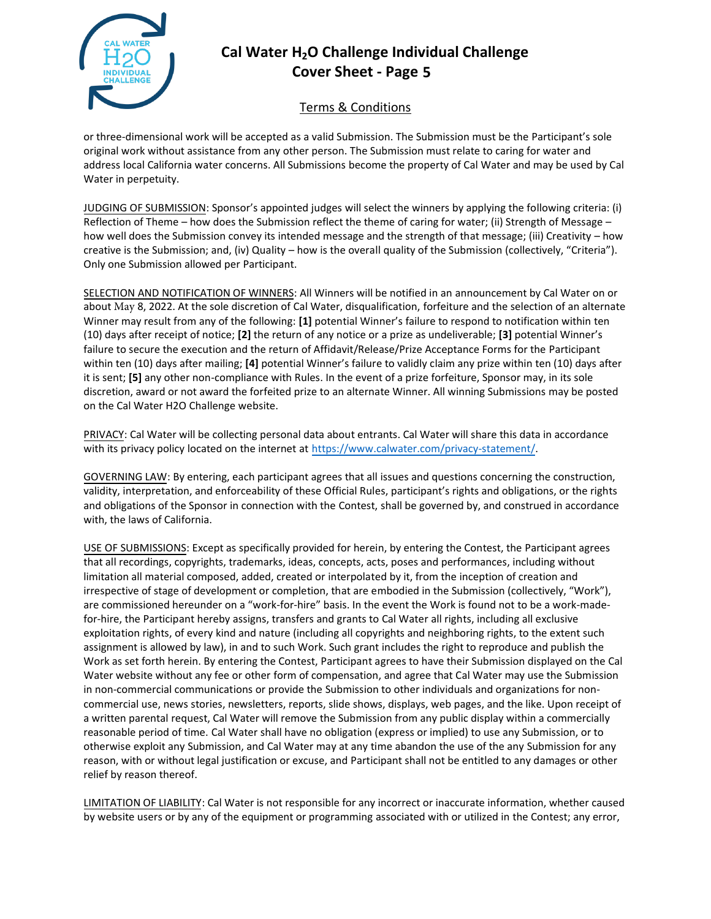# Cal Water $H_2O$ Challenge Individual Challenge Cover Sheet - Page 5

## Terms & Conditions

or three-dimensional work will be accepted as a valid Submission. The Submission must be the Participant's sole original work without assistance from any other person. The Submission must relate to caring for water and address local California water concerns. All Submissions become the property of Cal Water and may be used by Cal Water in perpetuity.

JUDGING OF SUBMISSION: Sponsor's appointed judges will select the winners by applying the following criteria: (i) Reflection of Theme – how does the Submission reflect the theme of caring for water; (ii) Strength of Message – how well does the Submission convey its intended message and the strength of that message; (iii) Creativity – how creative is the Submission; and, (iv) Quality – how is the overall quality of the Submission (collectively, "Criteria"). Only one Submission allowed per Participant.

SELECTION AND NOTIFICATION OF WINNERS: All Winners will be notified in an announcement by Cal Water on or about May 8, 2022. At the sole discretion of Cal Water, disqualification, forfeiture and the selection of an alternate Winner may result from any of the following: **[1]** potential Winner's failure to respond to notification within ten (10) days after receipt of notice; **[2]** the return of any notice or a prize as undeliverable; **[3]** potential Winner's failure to secure the execution and the return of Affidavit/Release/Prize Acceptance Forms for the Participant within ten (10) days after mailing; **[4]** potential Winner's failure to validly claim any prize within ten (10) days after it is sent; **[5]** any other non-compliance with Rules. In the event of a prize forfeiture, Sponsor may, in its sole discretion, award or not award the forfeited prize to an alternate Winner. All winning Submissions may be posted on the Cal Water H2O Challenge website.

PRIVACY: Cal Water will be collecting personal data about entrants. Cal Water will share this data in accordance with its privacy policy located on the internet at https://www.calwater.com/privacy-statement/.

GOVERNING LAW: By entering, each participant agrees that all issues and questions concerning the construction, validity, interpretation, and enforceability of these Official Rules, participant's rights and obligations, or the rights and obligations of the Sponsor in connection with the Contest, shall be governed by, and construed in accordance with, the laws of California.

USE OF SUBMISSIONS: Except as specifically provided for herein, by entering the Contest, the Participant agrees that all recordings, copyrights, trademarks, ideas, concepts, acts, poses and performances, including without limitation all material composed, added, created or interpolated by it, from the inception of creation and irrespective of stage of development or completion, that are embodied in the Submission (collectively, "Work"), are commissioned hereunder on a "work-for-hire" basis. In the event the Work is found not to be a work-made-for-hire, the Participant hereby assigns, transfers and grants to Cal Water all rights, including all exclusive exploitation rights, of every kind and nature (including all copyrights and neighboring rights, to the extent such assignment is allowed by law), in and to such Work. Such grant includes the right to reproduce and publish the Work as set forth herein. By entering the Contest, Participant agrees to have their Submission displayed on the Cal Water website without any fee or other form of compensation, and agree that Cal Water may use the Submission in non-commercial communications or provide the Submission to other individuals and organizations for non-commercial use, news stories, newsletters, reports, slide shows, displays, web pages, and the like. Upon receipt of a written parental request, Cal Water will remove the Submission from any public display within a commercially reasonable period of time. Cal Water shall have no obligation (express or implied) to use any Submission, or to otherwise exploit any Submission, and Cal Water may at any time abandon the use of the any Submission for any reason, with or without legal justification or excuse, and Participant shall not be entitled to any damages or other relief by reason thereof.

LIMITATION OF LIABILITY: Cal Water is not responsible for any incorrect or inaccurate information, whether caused by website users or by any of the equipment or programming associated with or utilized in the Contest; any error,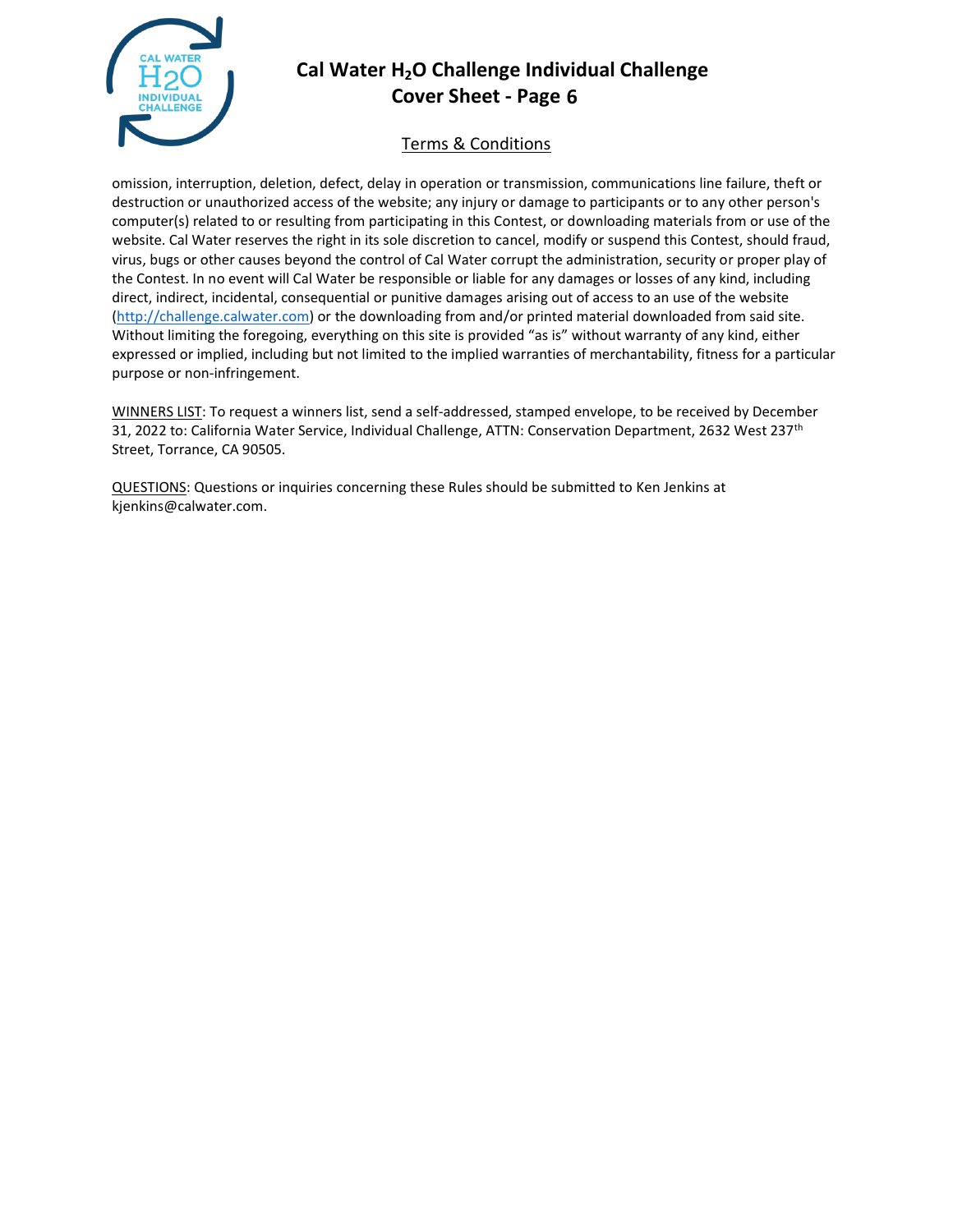# Cal Water $H_2O$ Challenge Individual Challenge
## Cover Sheet - Page 6

Terms & Conditions

omission, interruption, deletion, defect, delay in operation or transmission, communications line failure, theft or destruction or unauthorized access of the website; any injury or damage to participants or to any other person's computer(s) related to or resulting from participating in this Contest, or downloading materials from or use of the website. Cal Water reserves the right in its sole discretion to cancel, modify or suspend this Contest, should fraud, virus, bugs or other causes beyond the control of Cal Water corrupt the administration, security or proper play of the Contest. In no event will Cal Water be responsible or liable for any damages or losses of any kind, including direct, indirect, incidental, consequential or punitive damages arising out of access to an use of the website (http://challenge.calwater.com) or the downloading from and/or printed material downloaded from said site. Without limiting the foregoing, everything on this site is provided "as is" without warranty of any kind, either expressed or implied, including but not limited to the implied warranties of merchantability, fitness for a particular purpose or non-infringement.

WINNERS LIST: To request a winners list, send a self-addressed, stamped envelope, to be received by December 31, 2022 to: California Water Service, Individual Challenge, ATTN: Conservation Department, 2632 West 237th Street, Torrance, CA 90505.

QUESTIONS: Questions or inquiries concerning these Rules should be submitted to Ken Jenkins at kjenkins@calwater.com.